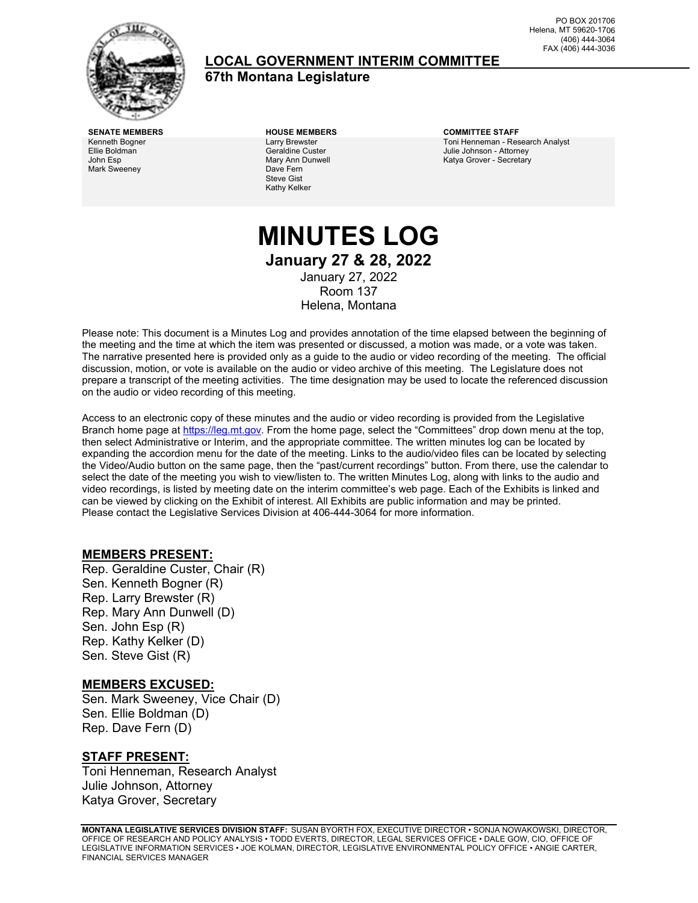PO BOX 201706
Helena, MT 59620-1706
(406) 444-3064
FAX (406) 444-3036

## LOCAL GOVERNMENT INTERIM COMMITTEE
**67th Montana Legislature**

| SENATE MEMBERS | HOUSE MEMBERS | COMMITTEE STAFF |
|---|---|---|
| Kenneth Bogner | Larry Brewster | Toni Henneman - Research Analyst |
| Ellie Boldman | Geraldine Custer | Julie Johnson - Attorney |
| John Esp | Mary Ann Dunwell | Katya Grover - Secretary |
| Mark Sweeney | Dave Fern | |
| | Steve Gist | |
| | Kathy Kelker | |

# MINUTES LOG

**January 27 & 28, 2022**

January 27, 2022
Room 137
Helena, Montana

Please note: This document is a Minutes Log and provides annotation of the time elapsed between the beginning of the meeting and the time at which the item was presented or discussed, a motion was made, or a vote was taken. The narrative presented here is provided only as a guide to the audio or video recording of the meeting. The official discussion, motion, or vote is available on the audio or video archive of this meeting. The Legislature does not prepare a transcript of the meeting activities. The time designation may be used to locate the referenced discussion on the audio or video recording of this meeting.

Access to an electronic copy of these minutes and the audio or video recording is provided from the Legislative Branch home page at https://leg.mt.gov. From the home page, select the "Committees" drop down menu at the top, then select Administrative or Interim, and the appropriate committee. The written minutes log can be located by expanding the accordion menu for the date of the meeting. Links to the audio/video files can be located by selecting the Video/Audio button on the same page, then the "past/current recordings" button. From there, use the calendar to select the date of the meeting you wish to view/listen to. The written Minutes Log, along with links to the audio and video recordings, is listed by meeting date on the interim committee's web page. Each of the Exhibits is linked and can be viewed by clicking on the Exhibit of interest. All Exhibits are public information and may be printed. Please contact the Legislative Services Division at 406-444-3064 for more information.

## MEMBERS PRESENT:

Rep. Geraldine Custer, Chair (R)
Sen. Kenneth Bogner (R)
Rep. Larry Brewster (R)
Rep. Mary Ann Dunwell (D)
Sen. John Esp (R)
Rep. Kathy Kelker (D)
Sen. Steve Gist (R)

## MEMBERS EXCUSED:

Sen. Mark Sweeney, Vice Chair (D)
Sen. Ellie Boldman (D)
Rep. Dave Fern (D)

## STAFF PRESENT:

Toni Henneman, Research Analyst
Julie Johnson, Attorney
Katya Grover, Secretary

**MONTANA LEGISLATIVE SERVICES DIVISION STAFF:** SUSAN BYORTH FOX, EXECUTIVE DIRECTOR • SONJA NOWAKOWSKI, DIRECTOR, OFFICE OF RESEARCH AND POLICY ANALYSIS • TODD EVERTS, DIRECTOR, LEGAL SERVICES OFFICE • DALE GOW, CIO, OFFICE OF LEGISLATIVE INFORMATION SERVICES • JOE KOLMAN, DIRECTOR, LEGISLATIVE ENVIRONMENTAL POLICY OFFICE • ANGIE CARTER, FINANCIAL SERVICES MANAGER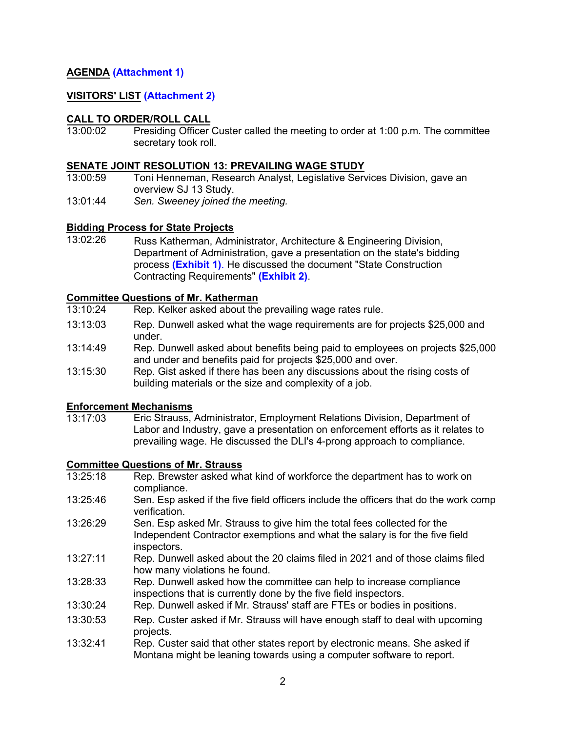**AGENDA (Attachment 1)**

**VISITORS' LIST (Attachment 2)**

**CALL TO ORDER/ROLL CALL**

13:00:02 Presiding Officer Custer called the meeting to order at 1:00 p.m. The committee secretary took roll.

**SENATE JOINT RESOLUTION 13: PREVAILING WAGE STUDY**

13:00:59 Toni Henneman, Research Analyst, Legislative Services Division, gave an overview SJ 13 Study.

13:01:44 *Sen. Sweeney joined the meeting.*

**Bidding Process for State Projects**

13:02:26 Russ Katherman, Administrator, Architecture & Engineering Division, Department of Administration, gave a presentation on the state's bidding process **(Exhibit 1)**. He discussed the document "State Construction Contracting Requirements" **(Exhibit 2)**.

**Committee Questions of Mr. Katherman**

13:10:24 Rep. Kelker asked about the prevailing wage rates rule.

13:13:03 Rep. Dunwell asked what the wage requirements are for projects $25,000 and under.

13:14:49 Rep. Dunwell asked about benefits being paid to employees on projects $25,000 and under and benefits paid for projects $25,000 and over.

13:15:30 Rep. Gist asked if there has been any discussions about the rising costs of building materials or the size and complexity of a job.

**Enforcement Mechanisms**

13:17:03 Eric Strauss, Administrator, Employment Relations Division, Department of Labor and Industry, gave a presentation on enforcement efforts as it relates to prevailing wage. He discussed the DLI's 4-prong approach to compliance.

**Committee Questions of Mr. Strauss**

13:25:18 Rep. Brewster asked what kind of workforce the department has to work on compliance.

13:25:46 Sen. Esp asked if the five field officers include the officers that do the work comp verification.

13:26:29 Sen. Esp asked Mr. Strauss to give him the total fees collected for the Independent Contractor exemptions and what the salary is for the five field inspectors.

13:27:11 Rep. Dunwell asked about the 20 claims filed in 2021 and of those claims filed how many violations he found.

13:28:33 Rep. Dunwell asked how the committee can help to increase compliance inspections that is currently done by the five field inspectors.

13:30:24 Rep. Dunwell asked if Mr. Strauss' staff are FTEs or bodies in positions.

13:30:53 Rep. Custer asked if Mr. Strauss will have enough staff to deal with upcoming projects.

13:32:41 Rep. Custer said that other states report by electronic means. She asked if Montana might be leaning towards using a computer software to report.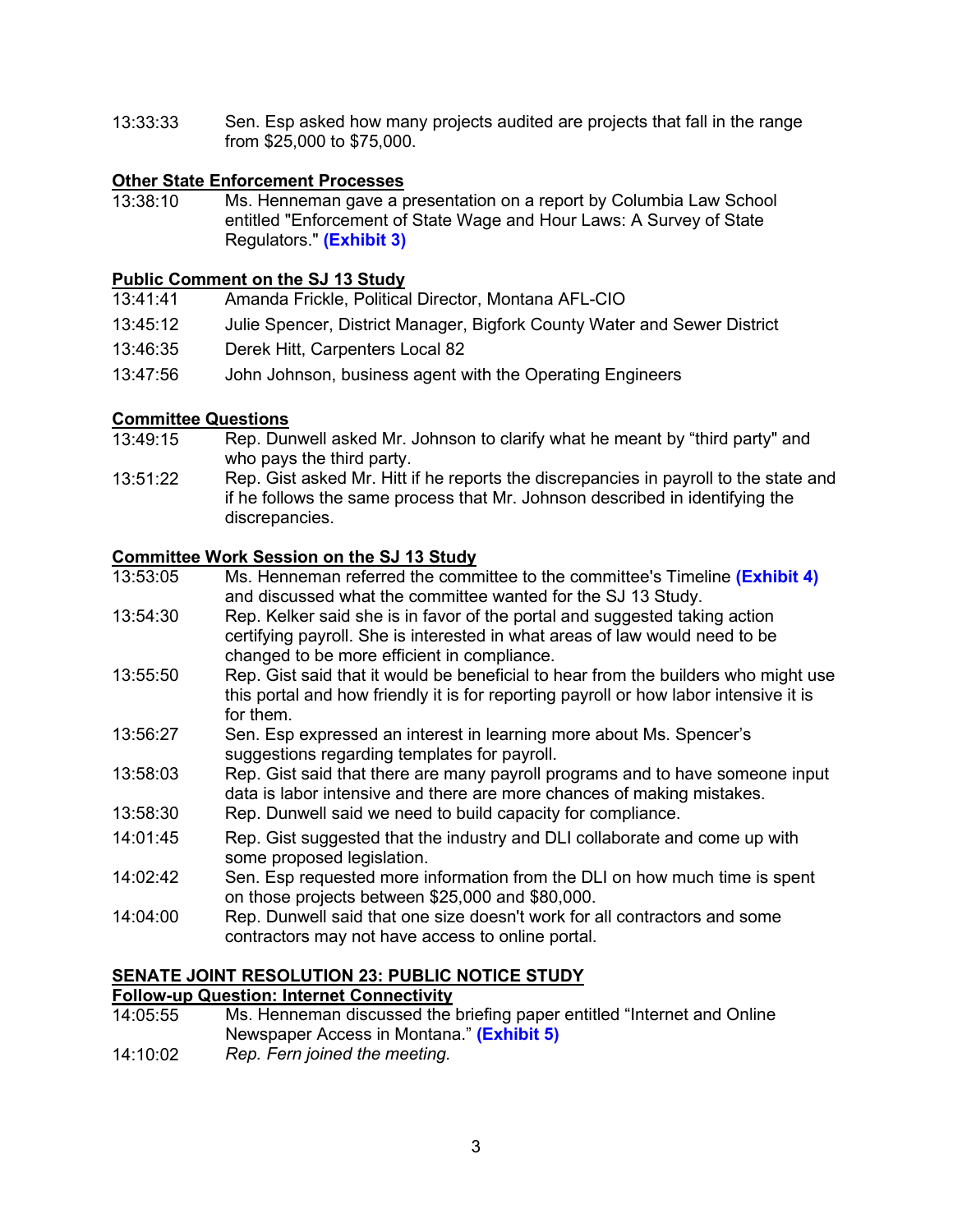13:33:33 Sen. Esp asked how many projects audited are projects that fall in the range from $25,000 to $75,000.

**Other State Enforcement Processes**

13:38:10 Ms. Henneman gave a presentation on a report by Columbia Law School entitled "Enforcement of State Wage and Hour Laws: A Survey of State Regulators." **(Exhibit 3)**

**Public Comment on the SJ 13 Study**

13:41:41 Amanda Frickle, Political Director, Montana AFL-CIO

13:45:12 Julie Spencer, District Manager, Bigfork County Water and Sewer District

13:46:35 Derek Hitt, Carpenters Local 82

13:47:56 John Johnson, business agent with the Operating Engineers

**Committee Questions**

13:49:15 Rep. Dunwell asked Mr. Johnson to clarify what he meant by "third party" and who pays the third party.

13:51:22 Rep. Gist asked Mr. Hitt if he reports the discrepancies in payroll to the state and if he follows the same process that Mr. Johnson described in identifying the discrepancies.

**Committee Work Session on the SJ 13 Study**

13:53:05 Ms. Henneman referred the committee to the committee's Timeline **(Exhibit 4)** and discussed what the committee wanted for the SJ 13 Study.

13:54:30 Rep. Kelker said she is in favor of the portal and suggested taking action certifying payroll. She is interested in what areas of law would need to be changed to be more efficient in compliance.

13:55:50 Rep. Gist said that it would be beneficial to hear from the builders who might use this portal and how friendly it is for reporting payroll or how labor intensive it is for them.

13:56:27 Sen. Esp expressed an interest in learning more about Ms. Spencer's suggestions regarding templates for payroll.

13:58:03 Rep. Gist said that there are many payroll programs and to have someone input data is labor intensive and there are more chances of making mistakes.

13:58:30 Rep. Dunwell said we need to build capacity for compliance.

14:01:45 Rep. Gist suggested that the industry and DLI collaborate and come up with some proposed legislation.

14:02:42 Sen. Esp requested more information from the DLI on how much time is spent on those projects between $25,000 and $80,000.

14:04:00 Rep. Dunwell said that one size doesn't work for all contractors and some contractors may not have access to online portal.

**SENATE JOINT RESOLUTION 23: PUBLIC NOTICE STUDY**

**Follow-up Question: Internet Connectivity**

14:05:55 Ms. Henneman discussed the briefing paper entitled "Internet and Online Newspaper Access in Montana." **(Exhibit 5)**

14:10:02 *Rep. Fern joined the meeting.*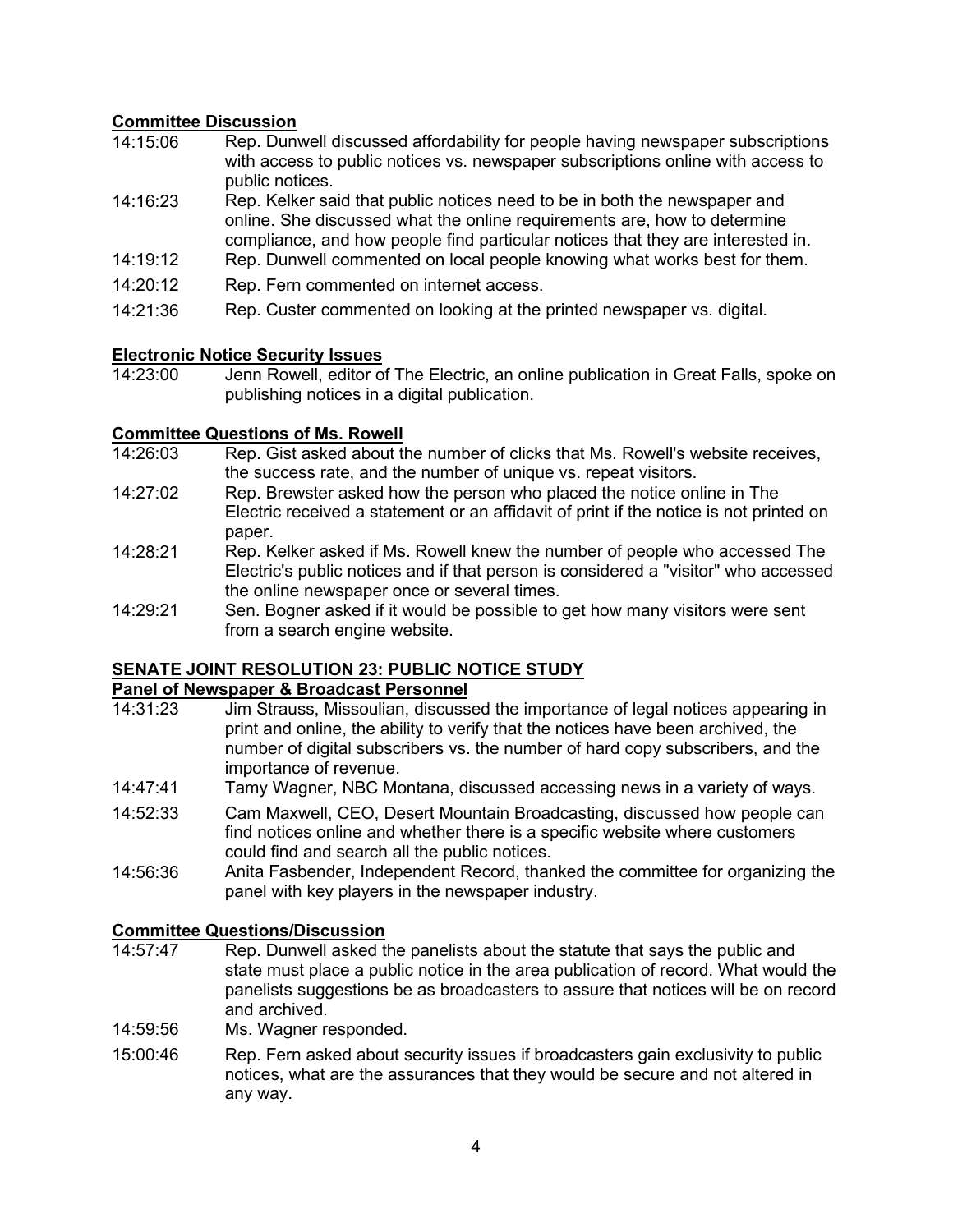**Committee Discussion**

14:15:06 Rep. Dunwell discussed affordability for people having newspaper subscriptions with access to public notices vs. newspaper subscriptions online with access to public notices.

14:16:23 Rep. Kelker said that public notices need to be in both the newspaper and online. She discussed what the online requirements are, how to determine compliance, and how people find particular notices that they are interested in.

14:19:12 Rep. Dunwell commented on local people knowing what works best for them.

14:20:12 Rep. Fern commented on internet access.

14:21:36 Rep. Custer commented on looking at the printed newspaper vs. digital.

**Electronic Notice Security Issues**

14:23:00 Jenn Rowell, editor of The Electric, an online publication in Great Falls, spoke on publishing notices in a digital publication.

**Committee Questions of Ms. Rowell**

14:26:03 Rep. Gist asked about the number of clicks that Ms. Rowell's website receives, the success rate, and the number of unique vs. repeat visitors.

14:27:02 Rep. Brewster asked how the person who placed the notice online in The Electric received a statement or an affidavit of print if the notice is not printed on paper.

14:28:21 Rep. Kelker asked if Ms. Rowell knew the number of people who accessed The Electric's public notices and if that person is considered a "visitor" who accessed the online newspaper once or several times.

14:29:21 Sen. Bogner asked if it would be possible to get how many visitors were sent from a search engine website.

**SENATE JOINT RESOLUTION 23: PUBLIC NOTICE STUDY**

**Panel of Newspaper & Broadcast Personnel**

14:31:23 Jim Strauss, Missoulian, discussed the importance of legal notices appearing in print and online, the ability to verify that the notices have been archived, the number of digital subscribers vs. the number of hard copy subscribers, and the importance of revenue.

14:47:41 Tamy Wagner, NBC Montana, discussed accessing news in a variety of ways.

14:52:33 Cam Maxwell, CEO, Desert Mountain Broadcasting, discussed how people can find notices online and whether there is a specific website where customers could find and search all the public notices.

14:56:36 Anita Fasbender, Independent Record, thanked the committee for organizing the panel with key players in the newspaper industry.

**Committee Questions/Discussion**

14:57:47 Rep. Dunwell asked the panelists about the statute that says the public and state must place a public notice in the area publication of record. What would the panelists suggestions be as broadcasters to assure that notices will be on record and archived.

14:59:56 Ms. Wagner responded.

15:00:46 Rep. Fern asked about security issues if broadcasters gain exclusivity to public notices, what are the assurances that they would be secure and not altered in any way.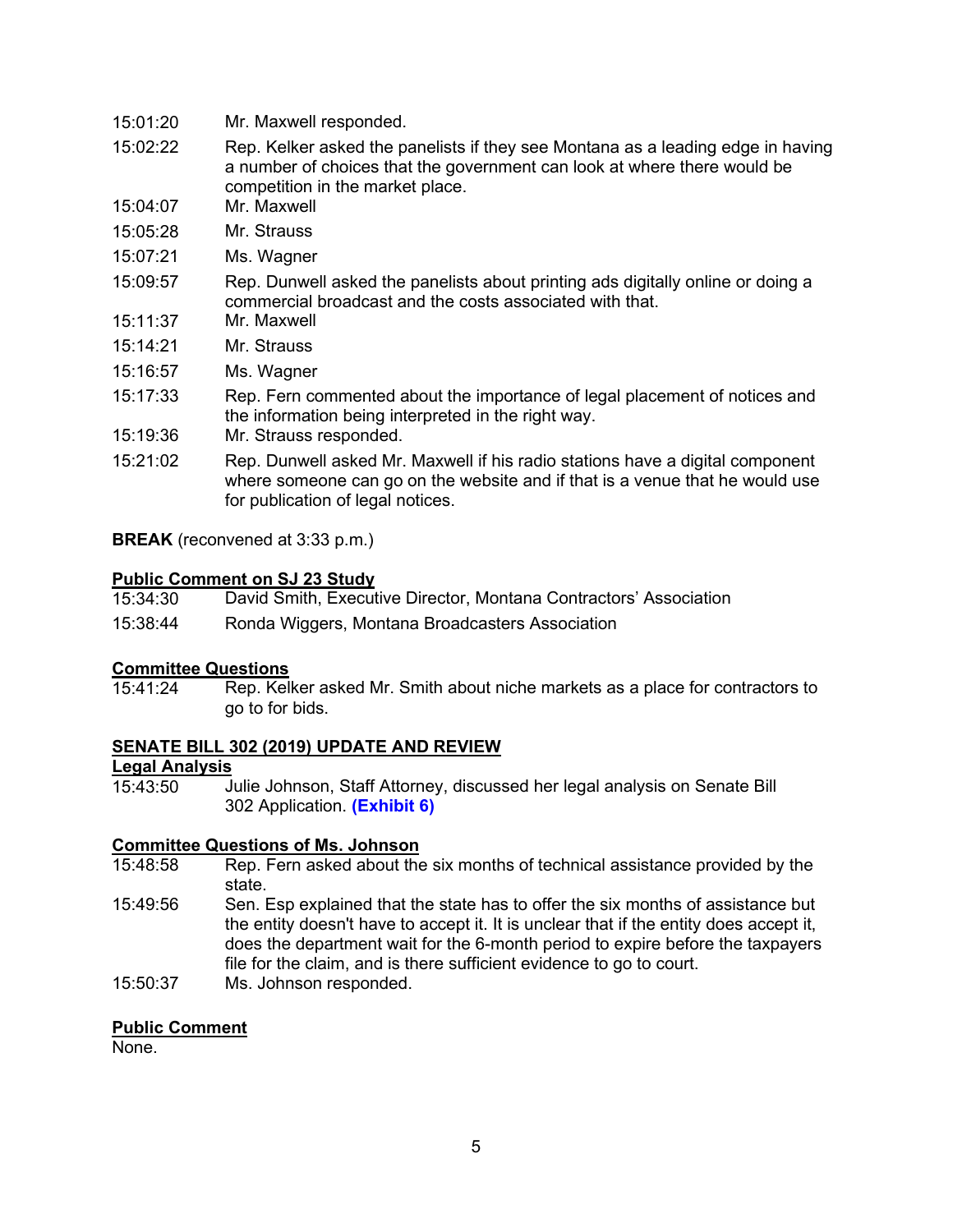15:01:20 Mr. Maxwell responded.

15:02:22 Rep. Kelker asked the panelists if they see Montana as a leading edge in having a number of choices that the government can look at where there would be competition in the market place.

15:04:07 Mr. Maxwell

15:05:28 Mr. Strauss

15:07:21 Ms. Wagner

15:09:57 Rep. Dunwell asked the panelists about printing ads digitally online or doing a commercial broadcast and the costs associated with that.

15:11:37 Mr. Maxwell

15:14:21 Mr. Strauss

15:16:57 Ms. Wagner

15:17:33 Rep. Fern commented about the importance of legal placement of notices and the information being interpreted in the right way.

15:19:36 Mr. Strauss responded.

15:21:02 Rep. Dunwell asked Mr. Maxwell if his radio stations have a digital component where someone can go on the website and if that is a venue that he would use for publication of legal notices.

**BREAK** (reconvened at 3:33 p.m.)

**Public Comment on SJ 23 Study**

15:34:30 David Smith, Executive Director, Montana Contractors' Association

15:38:44 Ronda Wiggers, Montana Broadcasters Association

**Committee Questions**

15:41:24 Rep. Kelker asked Mr. Smith about niche markets as a place for contractors to go to for bids.

**SENATE BILL 302 (2019) UPDATE AND REVIEW**

**Legal Analysis**

15:43:50 Julie Johnson, Staff Attorney, discussed her legal analysis on Senate Bill 302 Application. **(Exhibit 6)**

**Committee Questions of Ms. Johnson**

15:48:58 Rep. Fern asked about the six months of technical assistance provided by the state.

15:49:56 Sen. Esp explained that the state has to offer the six months of assistance but the entity doesn't have to accept it. It is unclear that if the entity does accept it, does the department wait for the 6-month period to expire before the taxpayers file for the claim, and is there sufficient evidence to go to court.

15:50:37 Ms. Johnson responded.

**Public Comment**

None.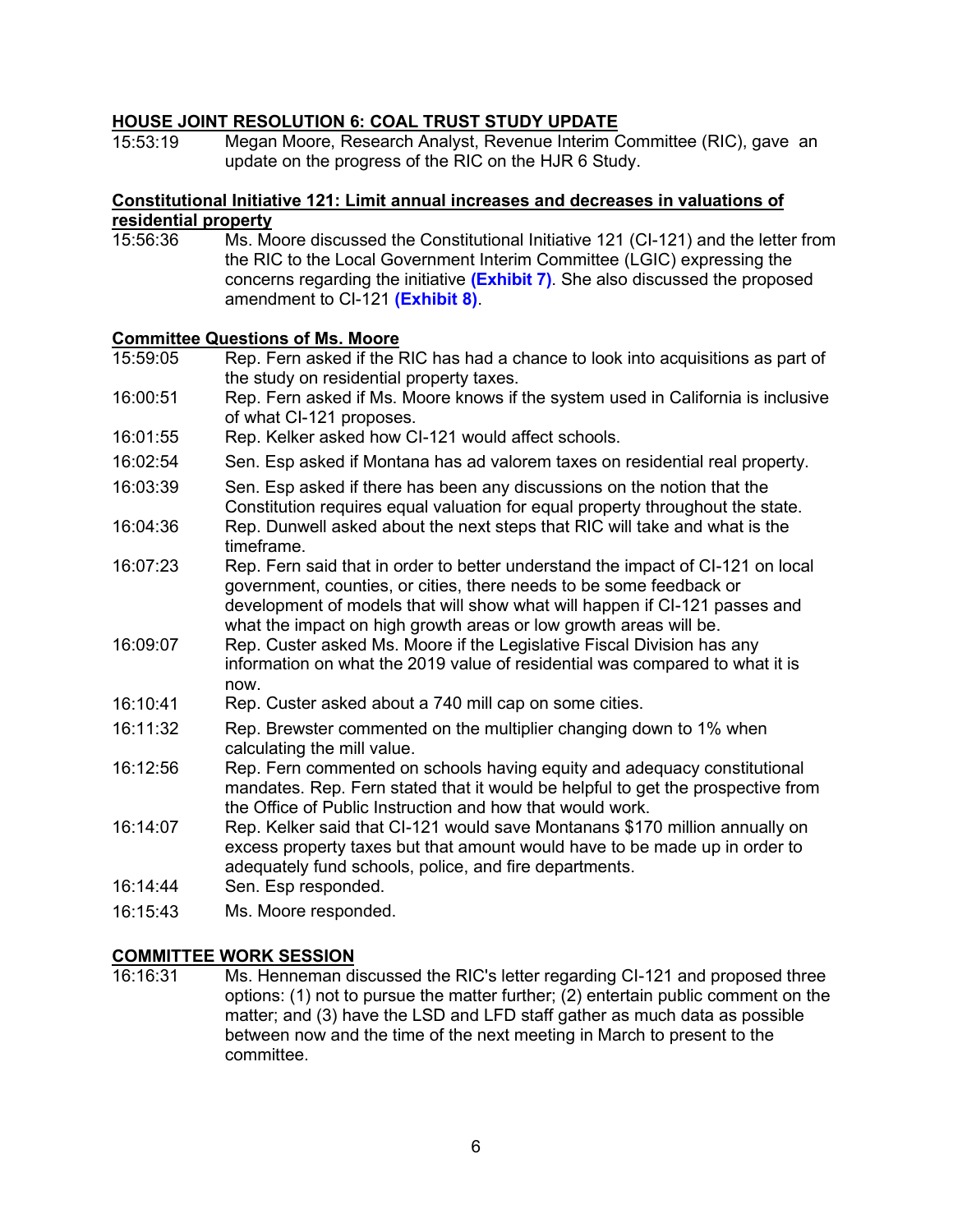**HOUSE JOINT RESOLUTION 6: COAL TRUST STUDY UPDATE**

15:53:19 Megan Moore, Research Analyst, Revenue Interim Committee (RIC), gave an update on the progress of the RIC on the HJR 6 Study.

**Constitutional Initiative 121: Limit annual increases and decreases in valuations of residential property**

15:56:36 Ms. Moore discussed the Constitutional Initiative 121 (CI-121) and the letter from the RIC to the Local Government Interim Committee (LGIC) expressing the concerns regarding the initiative **(Exhibit 7)**. She also discussed the proposed amendment to CI-121 **(Exhibit 8)**.

**Committee Questions of Ms. Moore**

15:59:05 Rep. Fern asked if the RIC has had a chance to look into acquisitions as part of the study on residential property taxes.

16:00:51 Rep. Fern asked if Ms. Moore knows if the system used in California is inclusive of what CI-121 proposes.

16:01:55 Rep. Kelker asked how CI-121 would affect schools.

16:02:54 Sen. Esp asked if Montana has ad valorem taxes on residential real property.

16:03:39 Sen. Esp asked if there has been any discussions on the notion that the Constitution requires equal valuation for equal property throughout the state.

16:04:36 Rep. Dunwell asked about the next steps that RIC will take and what is the timeframe.

16:07:23 Rep. Fern said that in order to better understand the impact of CI-121 on local government, counties, or cities, there needs to be some feedback or development of models that will show what will happen if CI-121 passes and what the impact on high growth areas or low growth areas will be.

16:09:07 Rep. Custer asked Ms. Moore if the Legislative Fiscal Division has any information on what the 2019 value of residential was compared to what it is now.

16:10:41 Rep. Custer asked about a 740 mill cap on some cities.

16:11:32 Rep. Brewster commented on the multiplier changing down to 1% when calculating the mill value.

16:12:56 Rep. Fern commented on schools having equity and adequacy constitutional mandates. Rep. Fern stated that it would be helpful to get the prospective from the Office of Public Instruction and how that would work.

16:14:07 Rep. Kelker said that CI-121 would save Montanans $170 million annually on excess property taxes but that amount would have to be made up in order to adequately fund schools, police, and fire departments.

16:14:44 Sen. Esp responded.

16:15:43 Ms. Moore responded.

**COMMITTEE WORK SESSION**

16:16:31 Ms. Henneman discussed the RIC's letter regarding CI-121 and proposed three options: (1) not to pursue the matter further; (2) entertain public comment on the matter; and (3) have the LSD and LFD staff gather as much data as possible between now and the time of the next meeting in March to present to the committee.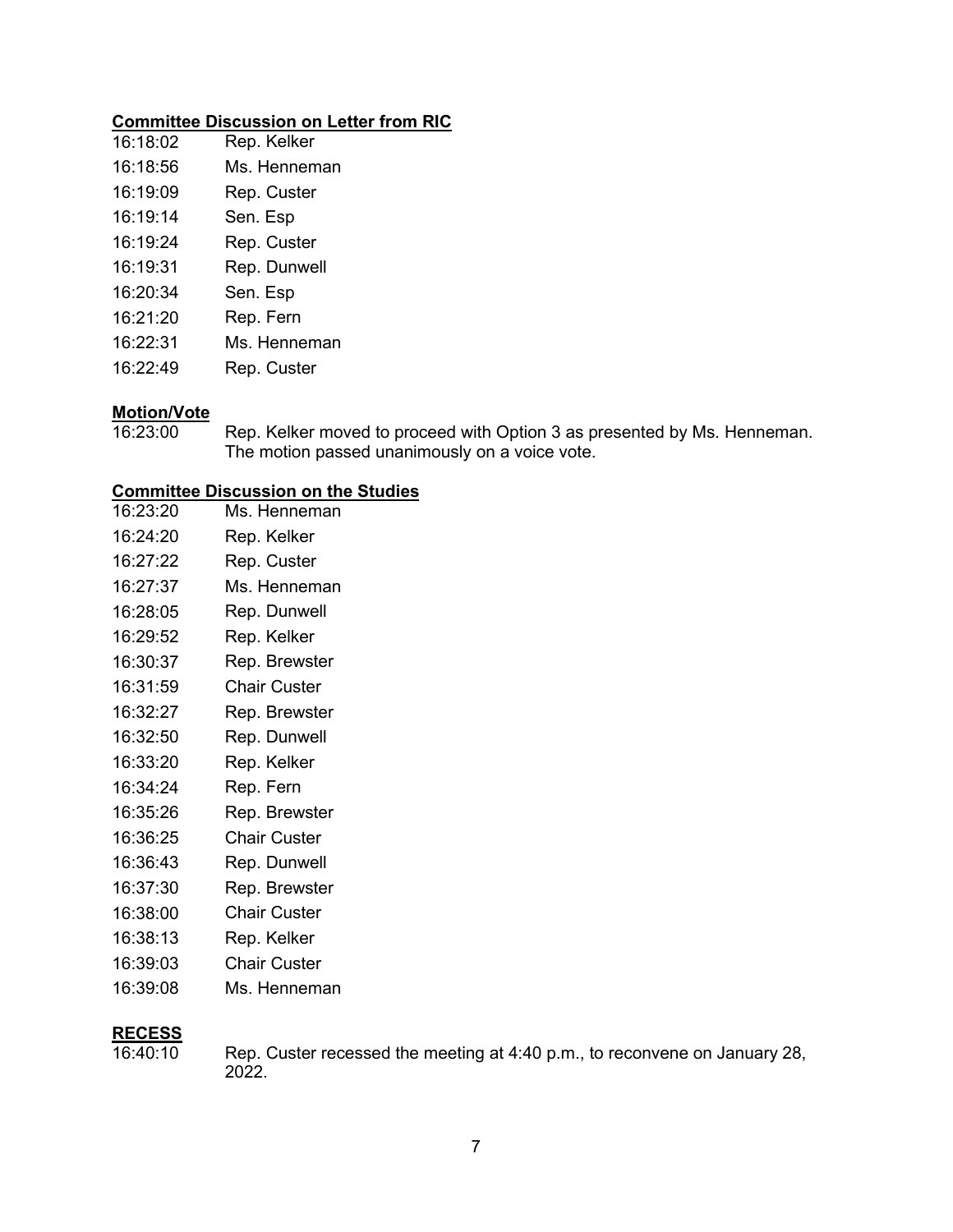**Committee Discussion on Letter from RIC**

16:18:02 Rep. Kelker
16:18:56 Ms. Henneman
16:19:09 Rep. Custer
16:19:14 Sen. Esp
16:19:24 Rep. Custer
16:19:31 Rep. Dunwell
16:20:34 Sen. Esp
16:21:20 Rep. Fern
16:22:31 Ms. Henneman
16:22:49 Rep. Custer

**Motion/Vote**

16:23:00 Rep. Kelker moved to proceed with Option 3 as presented by Ms. Henneman. The motion passed unanimously on a voice vote.

**Committee Discussion on the Studies**

16:23:20 Ms. Henneman
16:24:20 Rep. Kelker
16:27:22 Rep. Custer
16:27:37 Ms. Henneman
16:28:05 Rep. Dunwell
16:29:52 Rep. Kelker
16:30:37 Rep. Brewster
16:31:59 Chair Custer
16:32:27 Rep. Brewster
16:32:50 Rep. Dunwell
16:33:20 Rep. Kelker
16:34:24 Rep. Fern
16:35:26 Rep. Brewster
16:36:25 Chair Custer
16:36:43 Rep. Dunwell
16:37:30 Rep. Brewster
16:38:00 Chair Custer
16:38:13 Rep. Kelker
16:39:03 Chair Custer
16:39:08 Ms. Henneman

**RECESS**

16:40:10 Rep. Custer recessed the meeting at 4:40 p.m., to reconvene on January 28, 2022.